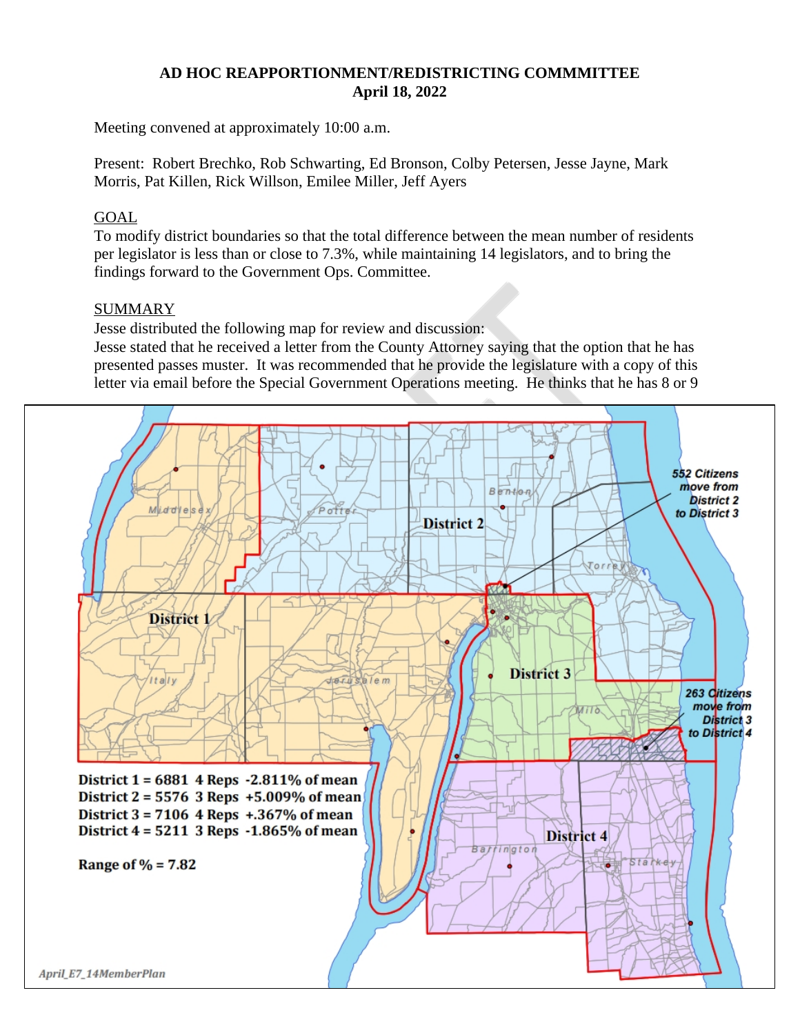**AD HOC REAPPORTIONMENT/REDISTRICTING COMMMITTEE**
**April 18, 2022**

Meeting convened at approximately 10:00 a.m.

Present: Robert Brechko, Rob Schwarting, Ed Bronson, Colby Petersen, Jesse Jayne, Mark Morris, Pat Killen, Rick Willson, Emilee Miller, Jeff Ayers

GOAL

To modify district boundaries so that the total difference between the mean number of residents per legislator is less than or close to 7.3%, while maintaining 14 legislators, and to bring the findings forward to the Government Ops. Committee.

SUMMARY

Jesse distributed the following map for review and discussion:

Jesse stated that he received a letter from the County Attorney saying that the option that he has presented passes muster. It was recommended that he provide the legislature with a copy of this letter via email before the Special Government Operations meeting. He thinks that he has 8 or 9

552 Citizens move from District 2 to District 3

263 Citizens move from District 3 to District 4

District 1 = 6881 4 Reps -2.811% of mean
District 2 = 5576 3 Reps +5.009% of mean
District 3 = 7106 4 Reps +.367% of mean
District 4 = 5211 3 Reps -1.865% of mean

Range of % = 7.82

April_E7_14MemberPlan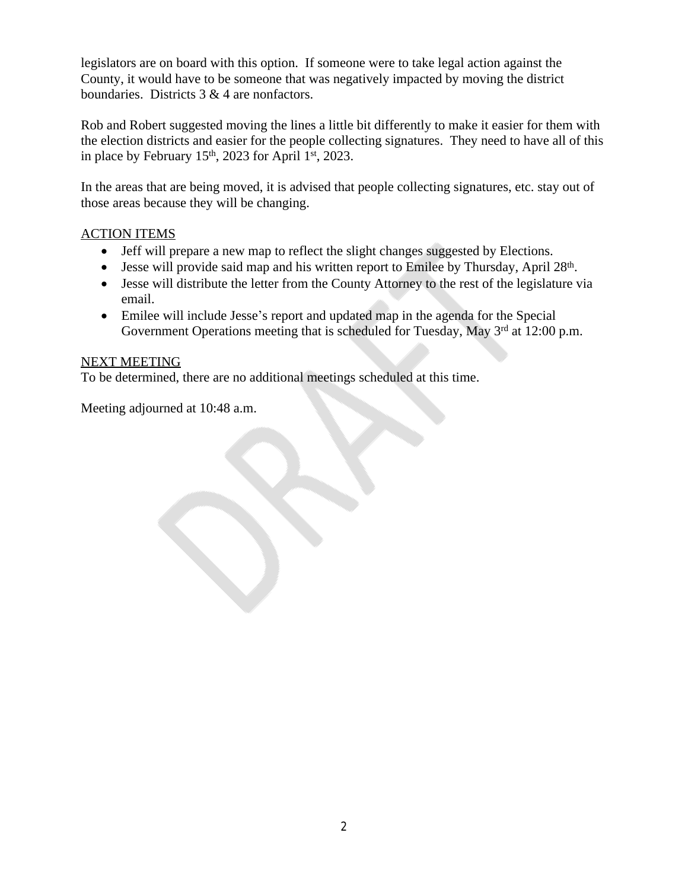legislators are on board with this option. If someone were to take legal action against the County, it would have to be someone that was negatively impacted by moving the district boundaries. Districts 3 & 4 are nonfactors.

Rob and Robert suggested moving the lines a little bit differently to make it easier for them with the election districts and easier for the people collecting signatures. They need to have all of this in place by February 15th, 2023 for April 1st, 2023.

In the areas that are being moved, it is advised that people collecting signatures, etc. stay out of those areas because they will be changing.

<u>ACTION ITEMS</u>

- Jeff will prepare a new map to reflect the slight changes suggested by Elections.
- Jesse will provide said map and his written report to Emilee by Thursday, April 28th.
- Jesse will distribute the letter from the County Attorney to the rest of the legislature via email.
- Emilee will include Jesse's report and updated map in the agenda for the Special Government Operations meeting that is scheduled for Tuesday, May 3rd at 12:00 p.m.

<u>NEXT MEETING</u>

To be determined, there are no additional meetings scheduled at this time.

Meeting adjourned at 10:48 a.m.